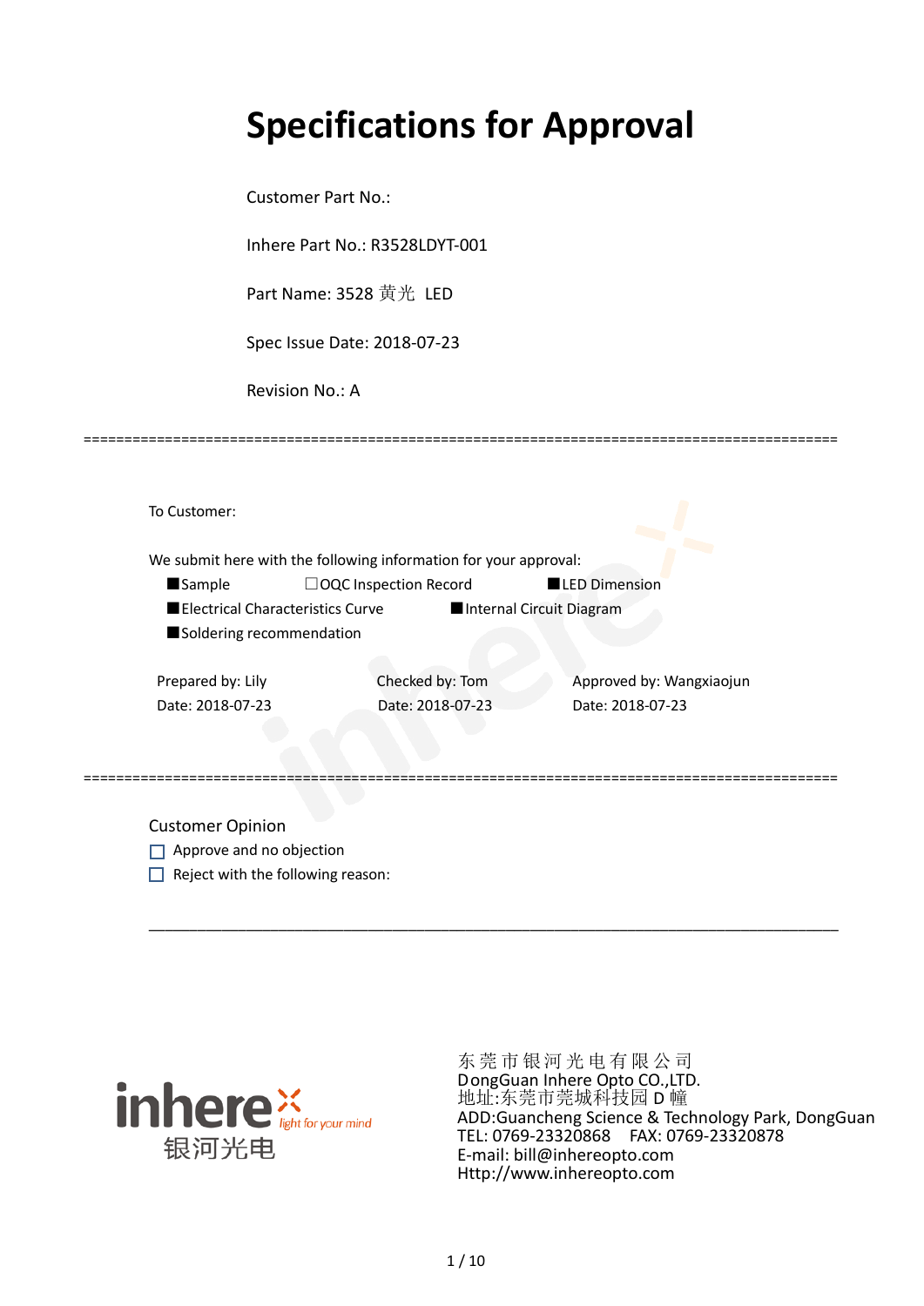# Specifications for Approval

Customer Part No.:

Inhere Part No.: R3528LDYT-001

Part Name: 3528 黄光 LED

Spec Issue Date: 2018-07-23

Revision No.: A

==========================================================================================

To Customer:

We submit here with the following information for your approval:

■Sample　　　　☐OQC Inspection Record　　　　■LED Dimension

■Electrical Characteristics Curve　　　　■Internal Circuit Diagram

■Soldering recommendation

| Prepared by: Lily | Checked by: Tom | Approved by: Wangxiaojun |
|---|---|---|
| Date: 2018-07-23 | Date: 2018-07-23 | Date: 2018-07-23 |

==========================================================================================

Customer Opinion

☐ Approve and no objection

☐ Reject with the following reason:

______________________________________________________________________________

inhere light for your mind
银河光电

东莞市银河光电有限公司
DongGuan Inhere Opto CO.,LTD.
地址:东莞市莞城科技园 D 幢
ADD:Guancheng Science & Technology Park, DongGuan
TEL: 0769-23320868　FAX: 0769-23320878
E-mail: bill@inhereopto.com
Http://www.inhereopto.com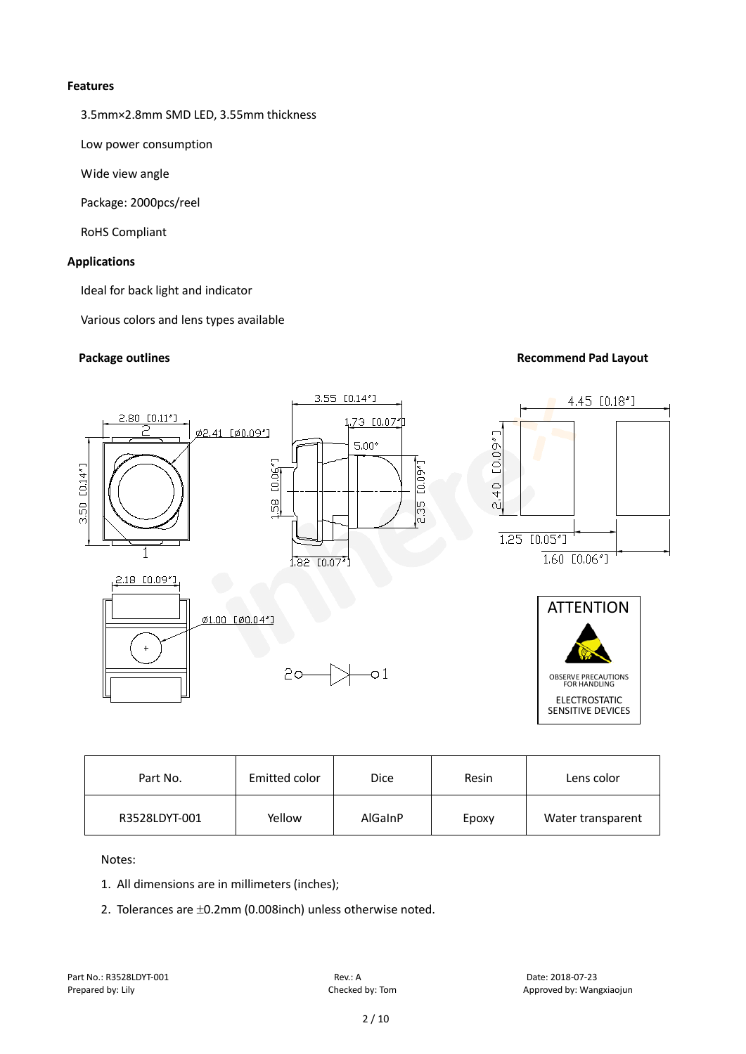**Features**

3.5mm×2.8mm SMD LED, 3.55mm thickness

Low power consumption

Wide view angle

Package: 2000pcs/reel

RoHS Compliant

**Applications**

Ideal for back light and indicator

Various colors and lens types available

**Package outlines**

**Recommend Pad Layout**

| Part No. | Emitted color | Dice | Resin | Lens color |
|---|---|---|---|---|
| R3528LDYT-001 | Yellow | AlGaInP | Epoxy | Water transparent |

Notes:

1. All dimensions are in millimeters (inches);
2. Tolerances are ±0.2mm (0.008inch) unless otherwise noted.

Part No.: R3528LDYT-001  Rev.: A  Date: 2018-07-23
Prepared by: Lily  Checked by: Tom  Approved by: Wangxiaojun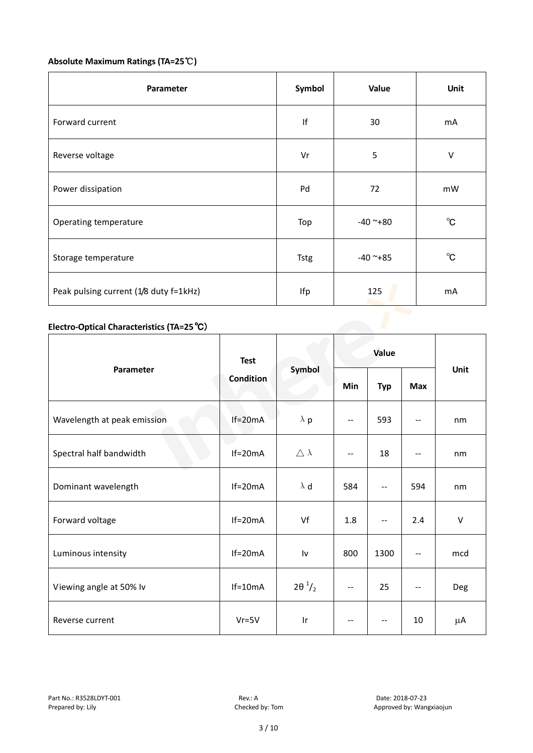**Absolute Maximum Ratings (TA=25℃)**

| Parameter | Symbol | Value | Unit |
|---|---|---|---|
| Forward current | If | 30 | mA |
| Reverse voltage | Vr | 5 | V |
| Power dissipation | Pd | 72 | mW |
| Operating temperature | Top | -40 ~+80 | ℃ |
| Storage temperature | Tstg | -40 ~+85 | ℃ |
| Peak pulsing current (1/8 duty f=1kHz) | Ifp | 125 | mA |

**Electro-Optical Characteristics (TA=25℃)**

| Parameter | Test Condition | Symbol | Value | | | Unit |
|---|---|---|---|---|---|---|
| | | | Min | Typ | Max | |
| Wavelength at peak emission | If=20mA | $\lambda$ p | -- | 593 | -- | nm |
| Spectral half bandwidth | If=20mA | $\triangle\lambda$ | -- | 18 | -- | nm |
| Dominant wavelength | If=20mA | $\lambda$ d | 584 | -- | 594 | nm |
| Forward voltage | If=20mA | Vf | 1.8 | -- | 2.4 | V |
| Luminous intensity | If=20mA | Iv | 800 | 1300 | -- | mcd |
| Viewing angle at 50% Iv | If=10mA | $2\theta^{1}/_{2}$ | -- | 25 | -- | Deg |
| Reverse current | Vr=5V | Ir | -- | -- | 10 | μA |

Part No.: R3528LDYT-001　　Rev.: A　　Date: 2018-07-23
Prepared by: Lily　　Checked by: Tom　　Approved by: Wangxiaojun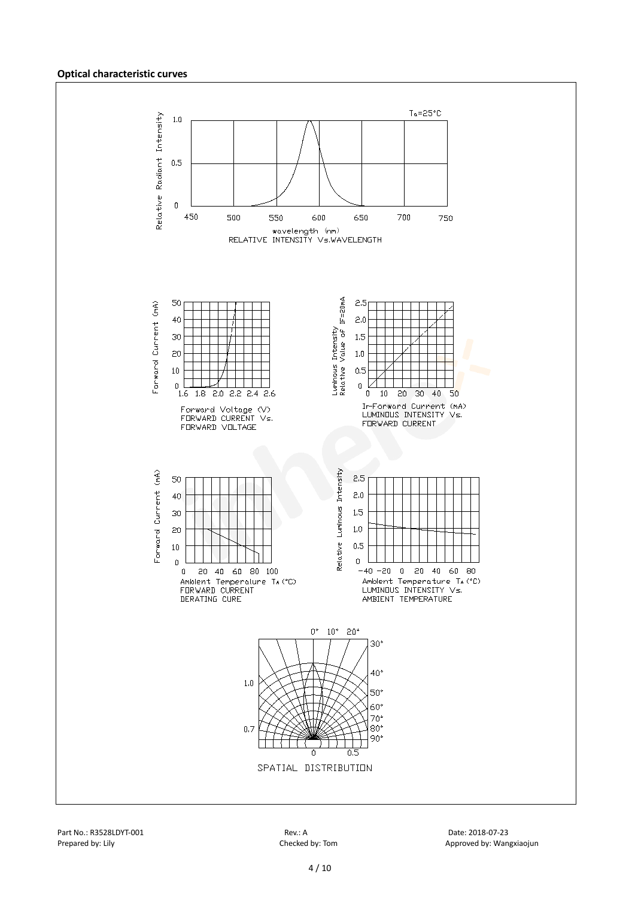**Optical characteristic curves**

$T_a$=25°C

Relative Radiant Intensity

wavelength (nm)
RELATIVE INTENSITY Vs.WAVELENGTH

Forward Current (mA)

Forward Voltage (V)
FORWARD CURRENT Vs.
FORWARD VOLTAGE

Luminous Intensity
Relative Value of IF=20mA

IF-Forward Current (mA)
LUMINOUS INTENSITY Vs.
FORWARD CURRENT

Forward Current (mA)

Ambient Temperature $T_A$(°C)
FORWARD CURRENT
DERATING CURE

Relative Luminous Intensity

Ambient Temperature $T_A$(°C)
LUMINOUS INTENSITY Vs.
AMBIENT TEMPERATURE

SPATIAL DISTRIBUTION

Part No.: R3528LDYT-001 Rev.: A Date: 2018-07-23
Prepared by: Lily Checked by: Tom Approved by: Wangxiaojun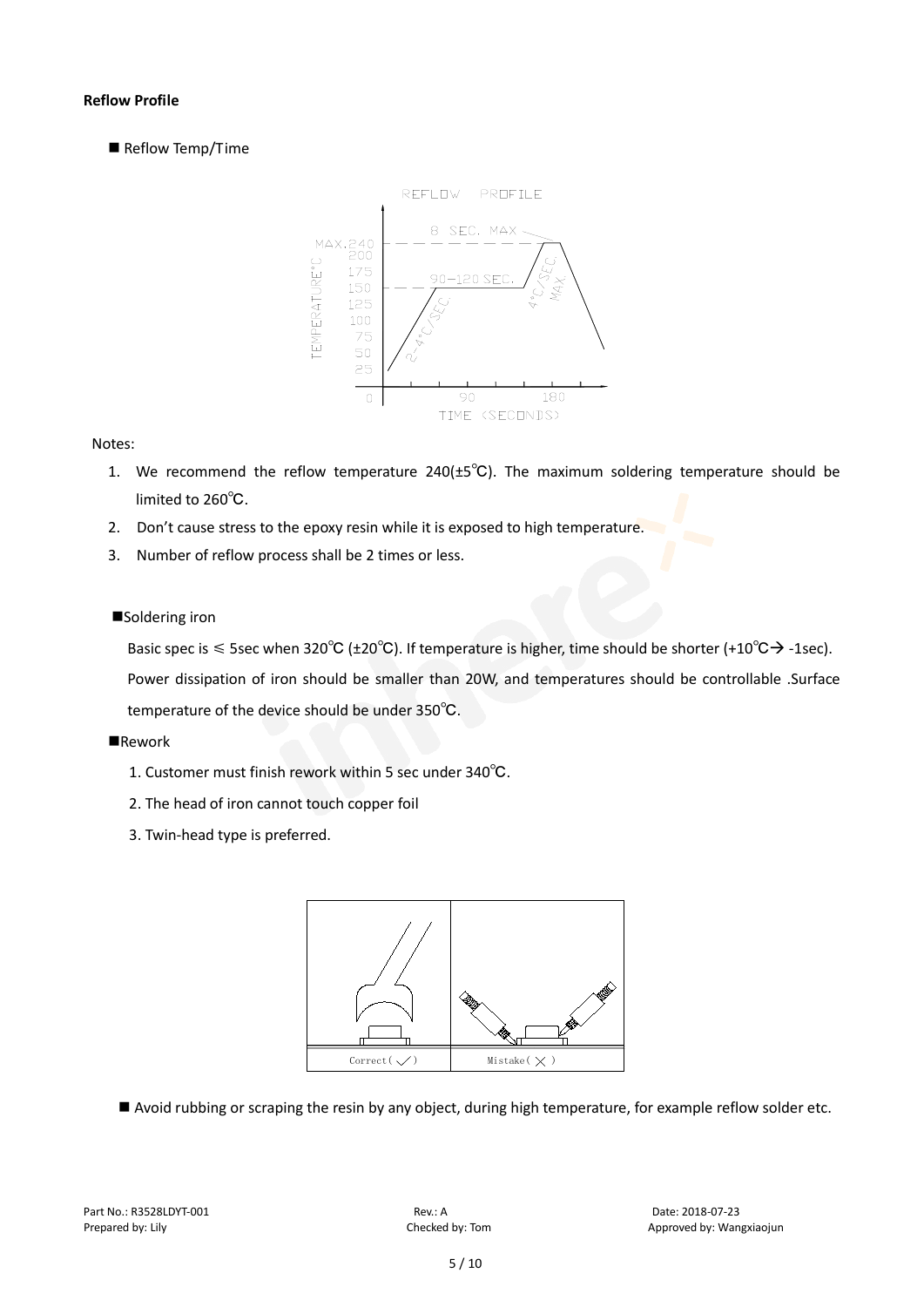**Reflow Profile**

■ Reflow Temp/Time

Notes:

1. We recommend the reflow temperature 240(±5℃). The maximum soldering temperature should be limited to 260℃.
2. Don't cause stress to the epoxy resin while it is exposed to high temperature.
3. Number of reflow process shall be 2 times or less.

■Soldering iron

Basic spec is ≤ 5sec when 320℃ (±20℃). If temperature is higher, time should be shorter (+10℃→ -1sec). Power dissipation of iron should be smaller than 20W, and temperatures should be controllable .Surface temperature of the device should be under 350℃.

■Rework

1. Customer must finish rework within 5 sec under 340℃.
2. The head of iron cannot touch copper foil
3. Twin-head type is preferred.

■ Avoid rubbing or scraping the resin by any object, during high temperature, for example reflow solder etc.

Part No.: R3528LDYT-001 | Rev.: A | Date: 2018-07-23
Prepared by: Lily | Checked by: Tom | Approved by: Wangxiaojun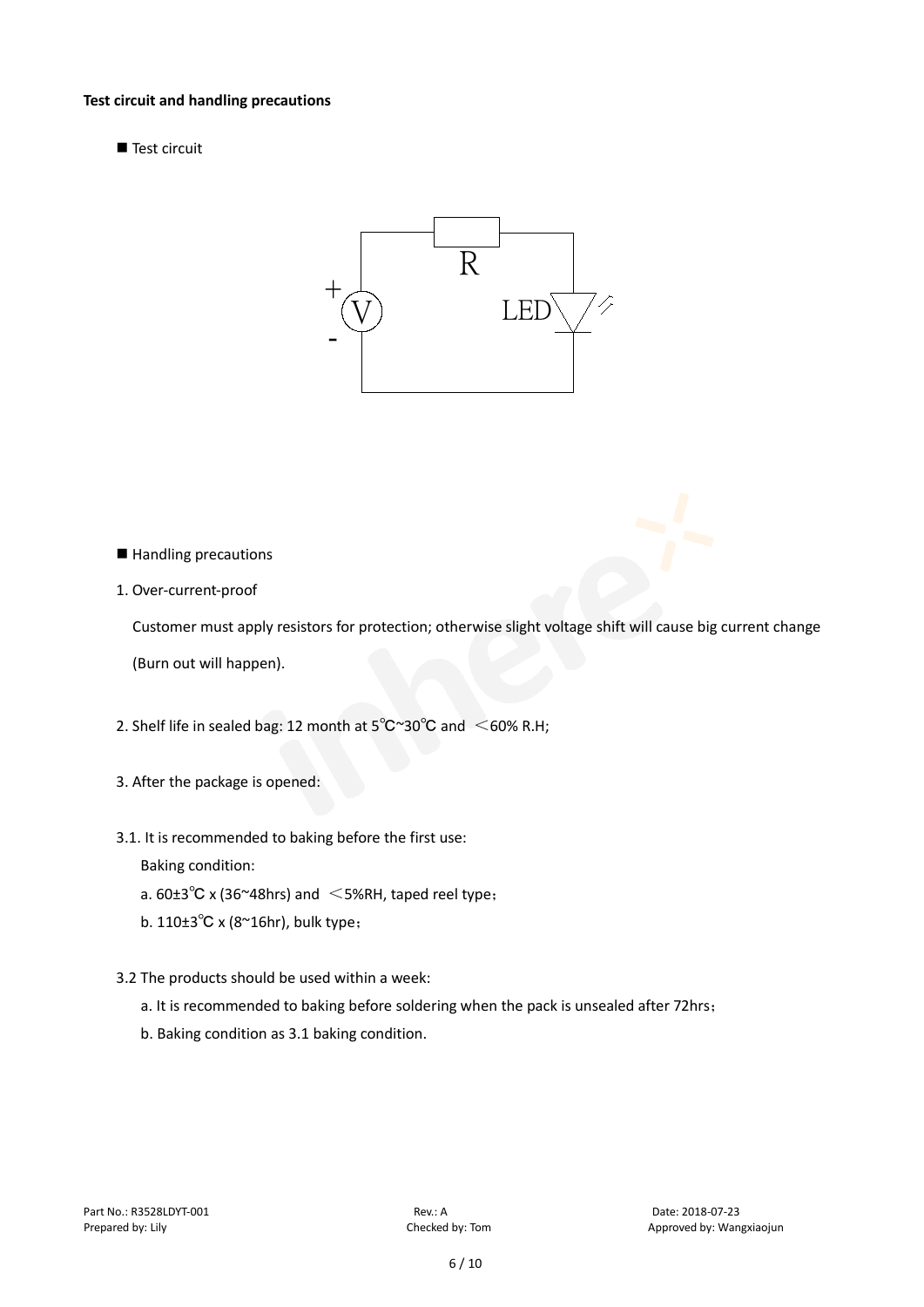**Test circuit and handling precautions**

■ Test circuit

■ Handling precautions

1. Over-current-proof

   Customer must apply resistors for protection; otherwise slight voltage shift will cause big current change (Burn out will happen).

2. Shelf life in sealed bag: 12 month at 5℃~30℃ and <60% R.H;

3. After the package is opened:

3.1. It is recommended to baking before the first use:

   Baking condition:

   a. 60±3℃ x (36~48hrs) and <5%RH, taped reel type;

   b. 110±3℃ x (8~16hr), bulk type;

3.2 The products should be used within a week:

   a. It is recommended to baking before soldering when the pack is unsealed after 72hrs;

   b. Baking condition as 3.1 baking condition.

Part No.: R3528LDYT-001 Rev.: A Date: 2018-07-23
Prepared by: Lily Checked by: Tom Approved by: Wangxiaojun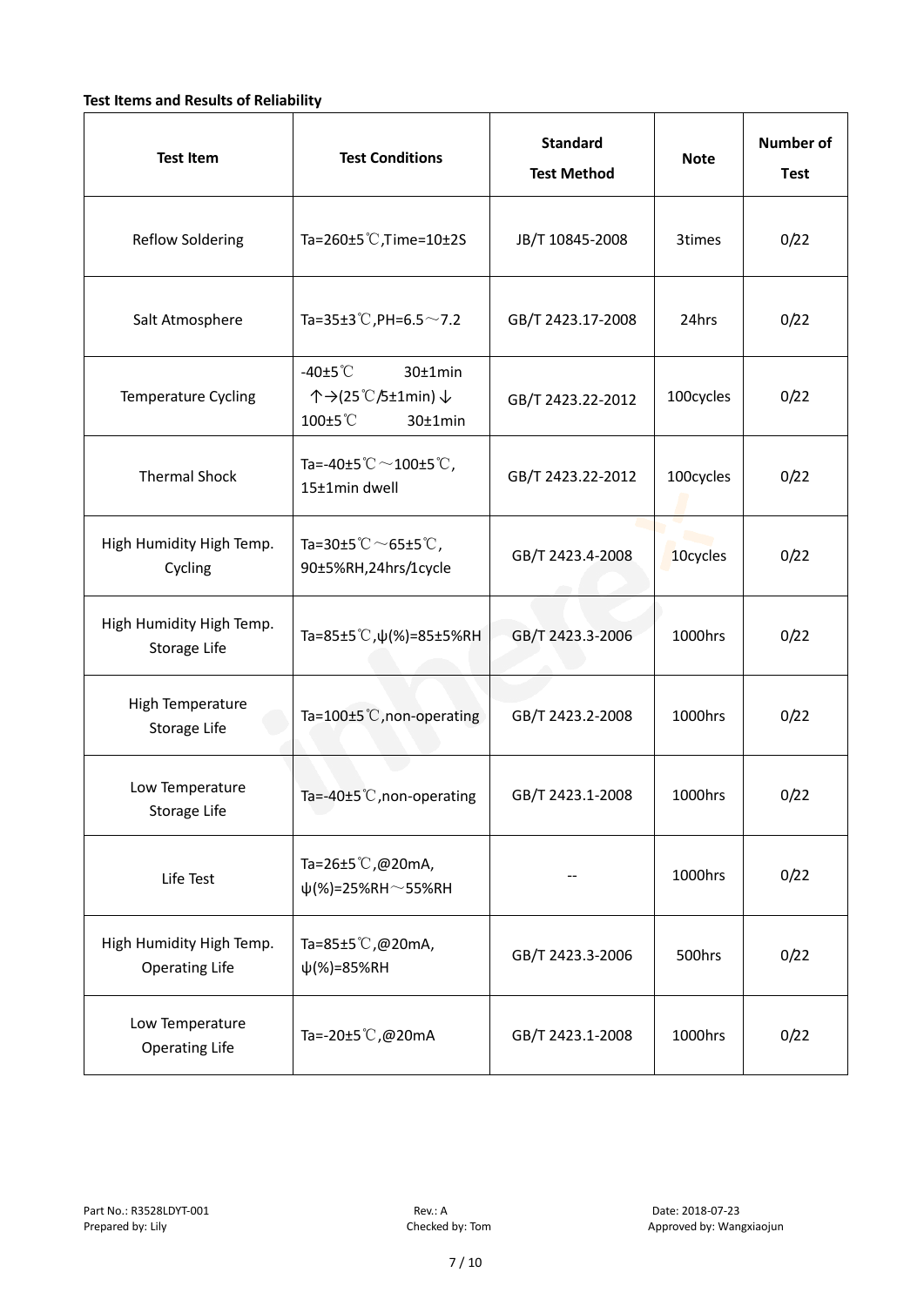**Test Items and Results of Reliability**

| Test Item | Test Conditions | Standard Test Method | Note | Number of Test |
|---|---|---|---|---|
| Reflow Soldering | Ta=260±5℃,Time=10±2S | JB/T 10845-2008 | 3times | 0/22 |
| Salt Atmosphere | Ta=35±3℃,PH=6.5～7.2 | GB/T 2423.17-2008 | 24hrs | 0/22 |
| Temperature Cycling | -40±5℃ 30±1min ↑→(25℃/5±1min)↓ 100±5℃ 30±1min | GB/T 2423.22-2012 | 100cycles | 0/22 |
| Thermal Shock | Ta=-40±5℃～100±5℃, 15±1min dwell | GB/T 2423.22-2012 | 100cycles | 0/22 |
| High Humidity High Temp. Cycling | Ta=30±5℃～65±5℃, 90±5%RH,24hrs/1cycle | GB/T 2423.4-2008 | 10cycles | 0/22 |
| High Humidity High Temp. Storage Life | Ta=85±5℃,ψ(%)=85±5%RH | GB/T 2423.3-2006 | 1000hrs | 0/22 |
| High Temperature Storage Life | Ta=100±5℃,non-operating | GB/T 2423.2-2008 | 1000hrs | 0/22 |
| Low Temperature Storage Life | Ta=-40±5℃,non-operating | GB/T 2423.1-2008 | 1000hrs | 0/22 |
| Life Test | Ta=26±5℃,@20mA, ψ(%)=25%RH～55%RH | -- | 1000hrs | 0/22 |
| High Humidity High Temp. Operating Life | Ta=85±5℃,@20mA, ψ(%)=85%RH | GB/T 2423.3-2006 | 500hrs | 0/22 |
| Low Temperature Operating Life | Ta=-20±5℃,@20mA | GB/T 2423.1-2008 | 1000hrs | 0/22 |

Part No.: R3528LDYT-001 Rev.: A Date: 2018-07-23
Prepared by: Lily Checked by: Tom Approved by: Wangxiaojun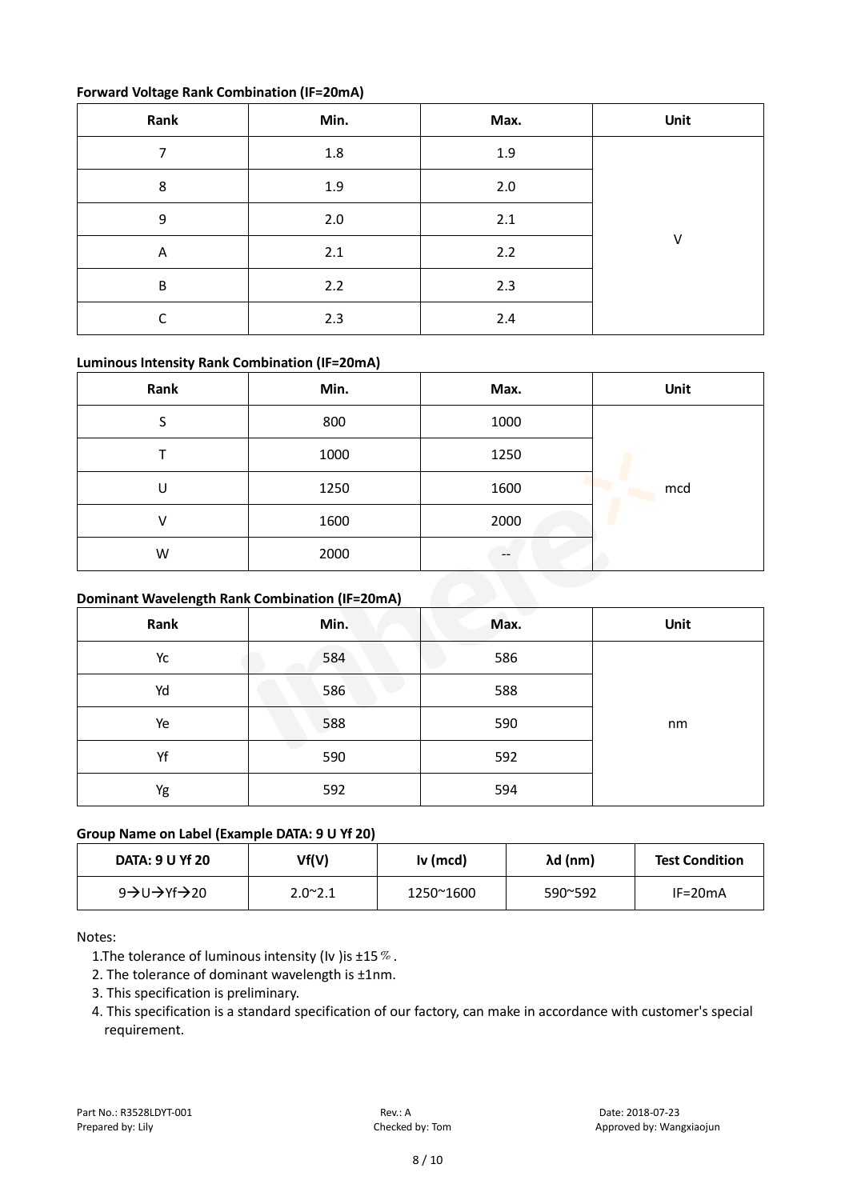**Forward Voltage Rank Combination (IF=20mA)**

| Rank | Min. | Max. | Unit |
|---|---|---|---|
| 7 | 1.8 | 1.9 | V |
| 8 | 1.9 | 2.0 | |
| 9 | 2.0 | 2.1 | |
| A | 2.1 | 2.2 | |
| B | 2.2 | 2.3 | |
| C | 2.3 | 2.4 | |

**Luminous Intensity Rank Combination (IF=20mA)**

| Rank | Min. | Max. | Unit |
|---|---|---|---|
| S | 800 | 1000 | mcd |
| T | 1000 | 1250 | |
| U | 1250 | 1600 | |
| V | 1600 | 2000 | |
| W | 2000 | -- | |

**Dominant Wavelength Rank Combination (IF=20mA)**

| Rank | Min. | Max. | Unit |
|---|---|---|---|
| Yc | 584 | 586 | nm |
| Yd | 586 | 588 | |
| Ye | 588 | 590 | |
| Yf | 590 | 592 | |
| Yg | 592 | 594 | |

**Group Name on Label (Example DATA: 9 U Yf 20)**

| DATA: 9 U Yf 20 | Vf(V) | Iv (mcd) | λd (nm) | Test Condition |
|---|---|---|---|---|
| 9→U→Yf→20 | 2.0~2.1 | 1250~1600 | 590~592 | IF=20mA |

Notes:

1. The tolerance of luminous intensity (Iv ) is ±15％.
2. The tolerance of dominant wavelength is ±1nm.
3. This specification is preliminary.
4. This specification is a standard specification of our factory, can make in accordance with customer's special requirement.

Part No.: R3528LDYT-001 Rev.: A Date: 2018-07-23
Prepared by: Lily Checked by: Tom Approved by: Wangxiaojun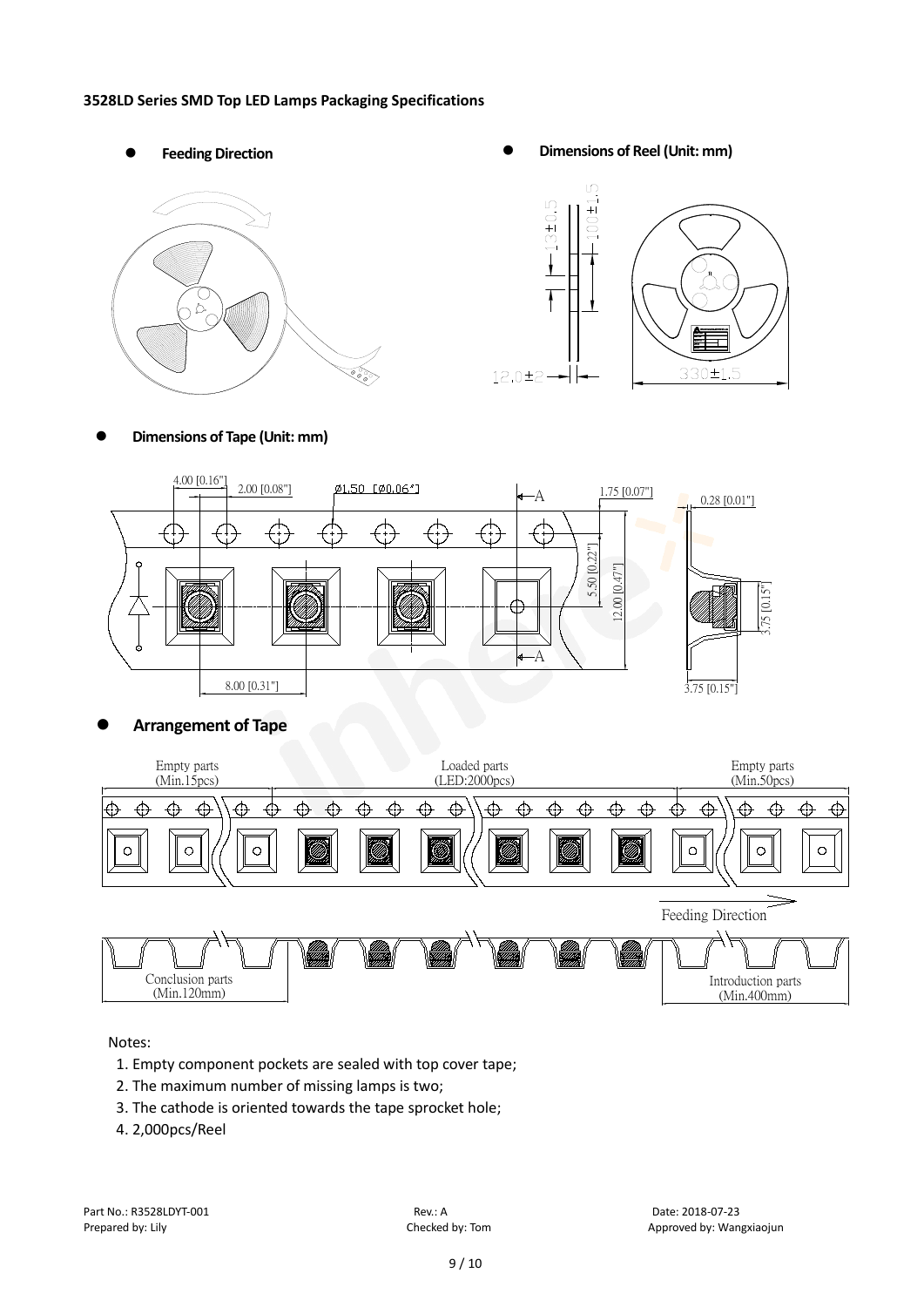**3528LD Series SMD Top LED Lamps Packaging Specifications**

- **Feeding Direction**
- **Dimensions of Reel (Unit: mm)**

13±0.5

100±1.5

12.0±2

330±1.5

- **Dimensions of Tape (Unit: mm)**

4.00 [0.16"] 2.00 [0.08"] Ø1.50 [Ø0.06"] A 1.75 [0.07"] 0.28 [0.01"]

5.50 [0.22"] 12.00 [0.47"] 3.75 [0.15"]

8.00 [0.31"] 3.75 [0.15"]

- **Arrangement of Tape**

Empty parts (Min.15pcs) — Loaded parts (LED:2000pcs) — Empty parts (Min.50pcs)

Feeding Direction

Conclusion parts (Min.120mm) — Introduction parts (Min.400mm)

Notes:

1. Empty component pockets are sealed with top cover tape;
2. The maximum number of missing lamps is two;
3. The cathode is oriented towards the tape sprocket hole;
4. 2,000pcs/Reel

Part No.: R3528LDYT-001　　Rev.: A　　Date: 2018-07-23

Prepared by: Lily　　Checked by: Tom　　Approved by: Wangxiaojun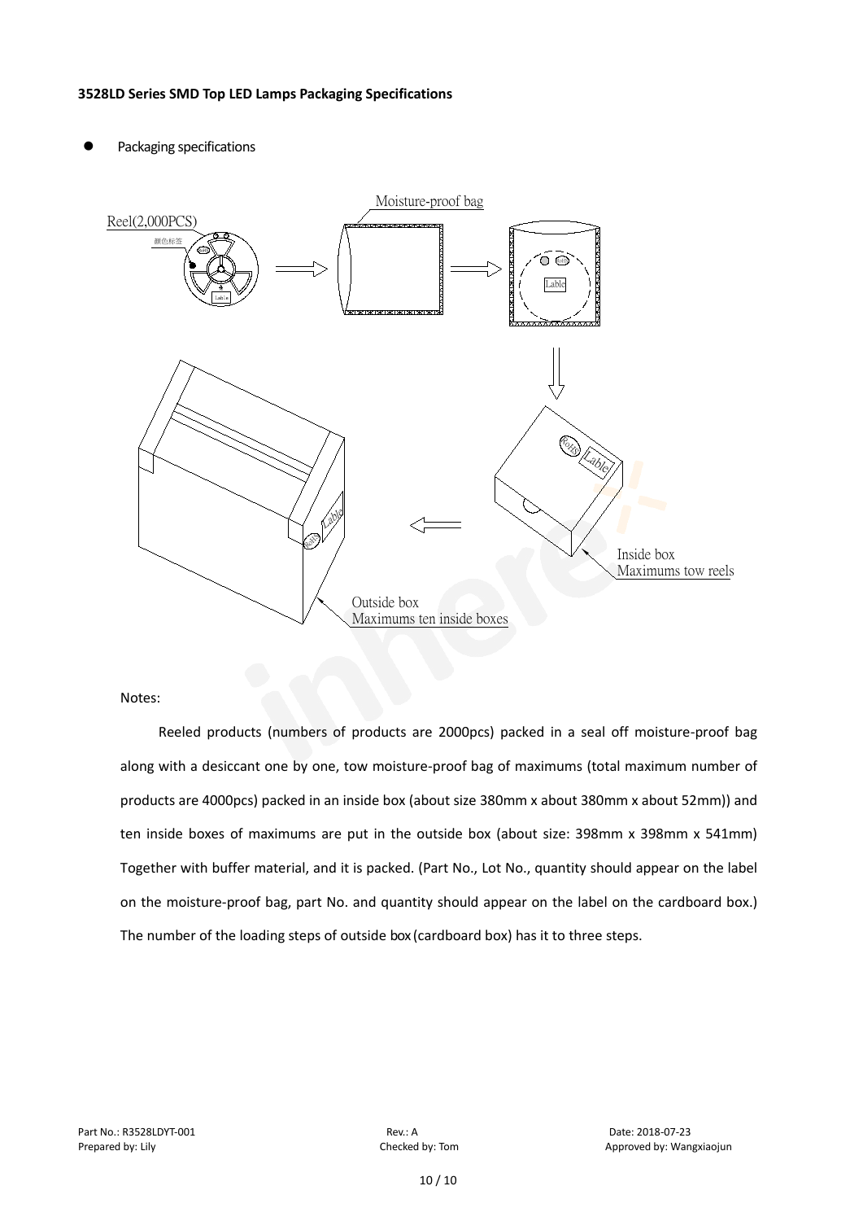**3528LD Series SMD Top LED Lamps Packaging Specifications**

- Packaging specifications

Reel(2,000PCS)

Moisture-proof bag

Lable

Inside box
Maximums tow reels

Outside box
Maximums ten inside boxes

Notes:

Reeled products (numbers of products are 2000pcs) packed in a seal off moisture-proof bag along with a desiccant one by one, tow moisture-proof bag of maximums (total maximum number of products are 4000pcs) packed in an inside box (about size 380mm x about 380mm x about 52mm)) and ten inside boxes of maximums are put in the outside box (about size: 398mm x 398mm x 541mm) Together with buffer material, and it is packed. (Part No., Lot No., quantity should appear on the label on the moisture-proof bag, part No. and quantity should appear on the label on the cardboard box.) The number of the loading steps of outside box (cardboard box) has it to three steps.

Part No.: R3528LDYT-001 Rev.: A Date: 2018-07-23
Prepared by: Lily Checked by: Tom Approved by: Wangxiaojun